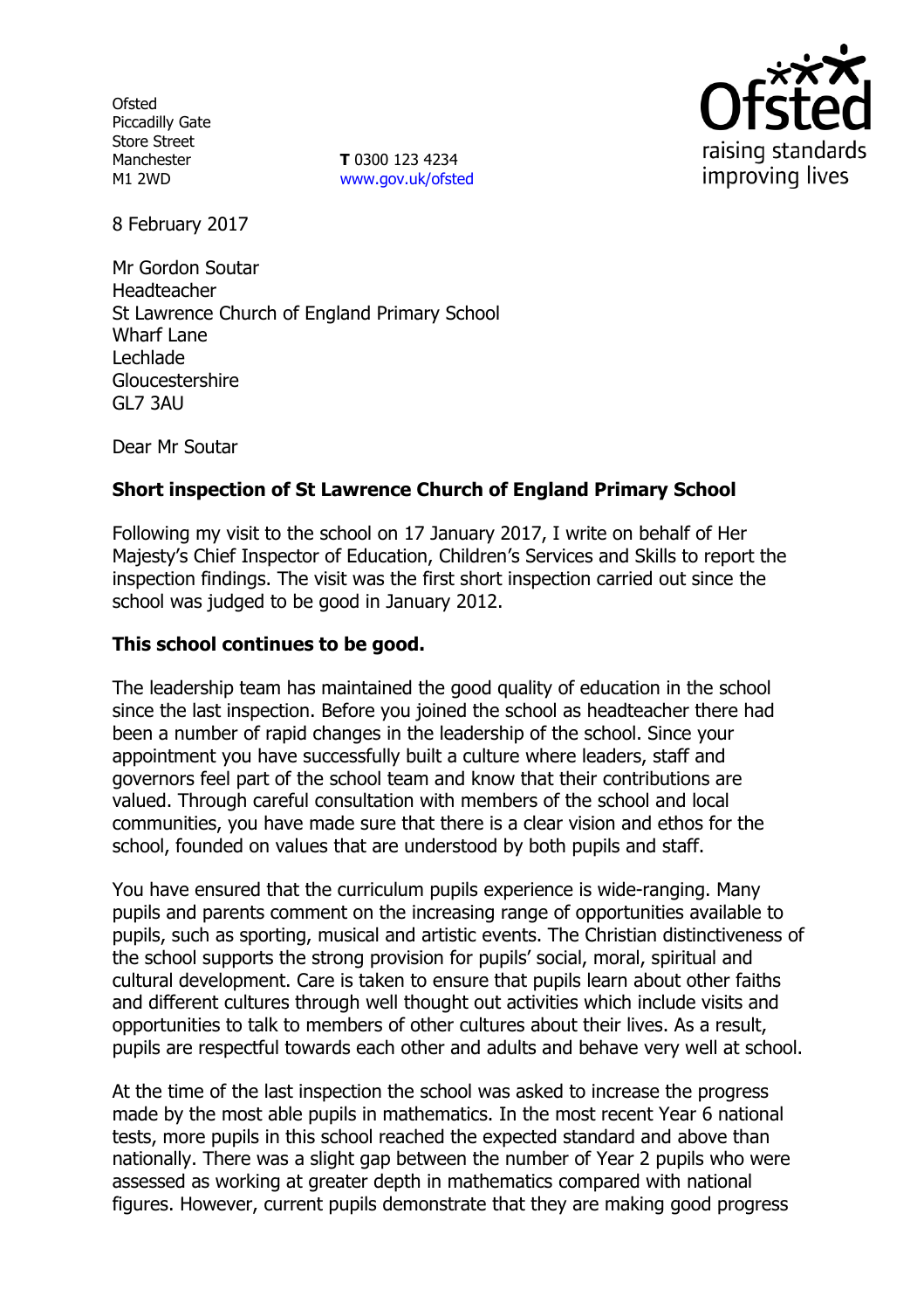Ofsted
Piccadilly Gate
Store Street
Manchester
M1 2WD

**T** 0300 123 4234
www.gov.uk/ofsted

8 February 2017

Mr Gordon Soutar
Headteacher
St Lawrence Church of England Primary School
Wharf Lane
Lechlade
Gloucestershire
GL7 3AU

Dear Mr Soutar

**Short inspection of St Lawrence Church of England Primary School**

Following my visit to the school on 17 January 2017, I write on behalf of Her Majesty's Chief Inspector of Education, Children's Services and Skills to report the inspection findings. The visit was the first short inspection carried out since the school was judged to be good in January 2012.

**This school continues to be good.**

The leadership team has maintained the good quality of education in the school since the last inspection. Before you joined the school as headteacher there had been a number of rapid changes in the leadership of the school. Since your appointment you have successfully built a culture where leaders, staff and governors feel part of the school team and know that their contributions are valued. Through careful consultation with members of the school and local communities, you have made sure that there is a clear vision and ethos for the school, founded on values that are understood by both pupils and staff.

You have ensured that the curriculum pupils experience is wide-ranging. Many pupils and parents comment on the increasing range of opportunities available to pupils, such as sporting, musical and artistic events. The Christian distinctiveness of the school supports the strong provision for pupils' social, moral, spiritual and cultural development. Care is taken to ensure that pupils learn about other faiths and different cultures through well thought out activities which include visits and opportunities to talk to members of other cultures about their lives. As a result, pupils are respectful towards each other and adults and behave very well at school.

At the time of the last inspection the school was asked to increase the progress made by the most able pupils in mathematics. In the most recent Year 6 national tests, more pupils in this school reached the expected standard and above than nationally. There was a slight gap between the number of Year 2 pupils who were assessed as working at greater depth in mathematics compared with national figures. However, current pupils demonstrate that they are making good progress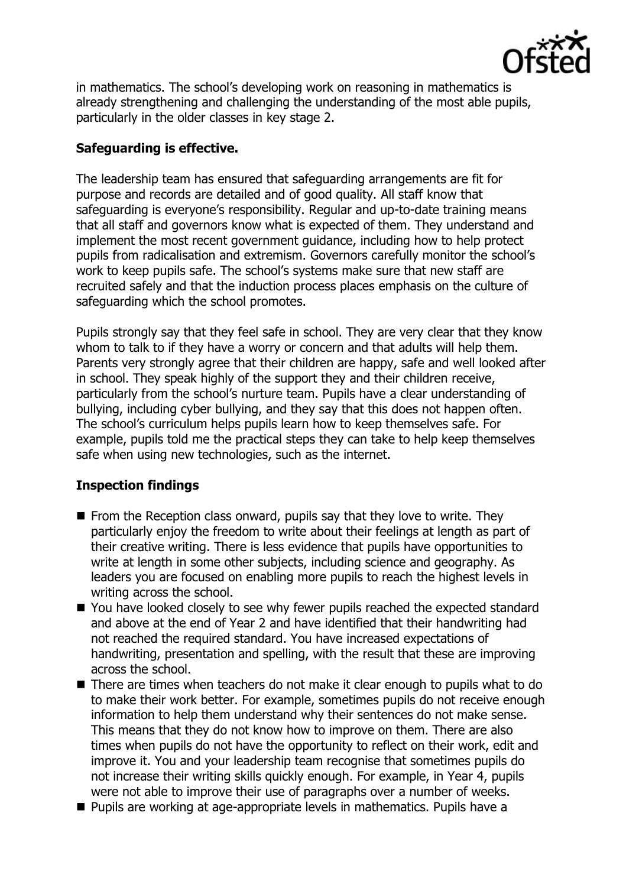in mathematics. The school's developing work on reasoning in mathematics is already strengthening and challenging the understanding of the most able pupils, particularly in the older classes in key stage 2.

**Safeguarding is effective.**

The leadership team has ensured that safeguarding arrangements are fit for purpose and records are detailed and of good quality. All staff know that safeguarding is everyone's responsibility. Regular and up-to-date training means that all staff and governors know what is expected of them. They understand and implement the most recent government guidance, including how to help protect pupils from radicalisation and extremism. Governors carefully monitor the school's work to keep pupils safe. The school's systems make sure that new staff are recruited safely and that the induction process places emphasis on the culture of safeguarding which the school promotes.

Pupils strongly say that they feel safe in school. They are very clear that they know whom to talk to if they have a worry or concern and that adults will help them. Parents very strongly agree that their children are happy, safe and well looked after in school. They speak highly of the support they and their children receive, particularly from the school's nurture team. Pupils have a clear understanding of bullying, including cyber bullying, and they say that this does not happen often. The school's curriculum helps pupils learn how to keep themselves safe. For example, pupils told me the practical steps they can take to help keep themselves safe when using new technologies, such as the internet.

**Inspection findings**

- From the Reception class onward, pupils say that they love to write. They particularly enjoy the freedom to write about their feelings at length as part of their creative writing. There is less evidence that pupils have opportunities to write at length in some other subjects, including science and geography. As leaders you are focused on enabling more pupils to reach the highest levels in writing across the school.
- You have looked closely to see why fewer pupils reached the expected standard and above at the end of Year 2 and have identified that their handwriting had not reached the required standard. You have increased expectations of handwriting, presentation and spelling, with the result that these are improving across the school.
- There are times when teachers do not make it clear enough to pupils what to do to make their work better. For example, sometimes pupils do not receive enough information to help them understand why their sentences do not make sense. This means that they do not know how to improve on them. There are also times when pupils do not have the opportunity to reflect on their work, edit and improve it. You and your leadership team recognise that sometimes pupils do not increase their writing skills quickly enough. For example, in Year 4, pupils were not able to improve their use of paragraphs over a number of weeks.
- Pupils are working at age-appropriate levels in mathematics. Pupils have a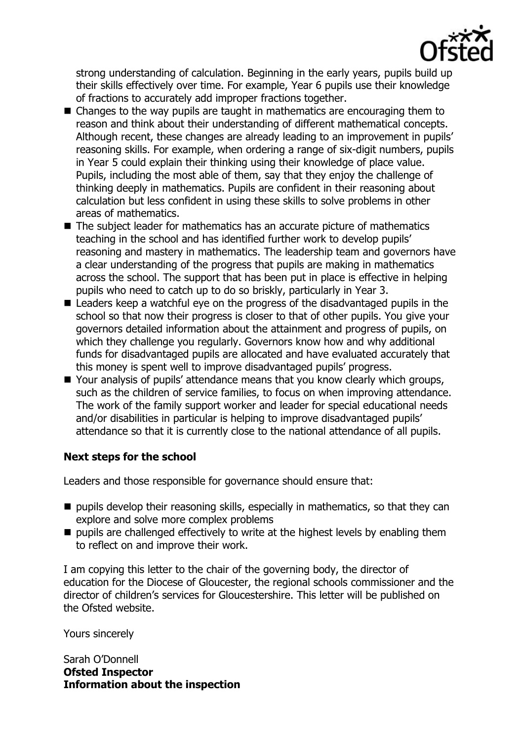strong understanding of calculation. Beginning in the early years, pupils build up their skills effectively over time. For example, Year 6 pupils use their knowledge of fractions to accurately add improper fractions together.

- Changes to the way pupils are taught in mathematics are encouraging them to reason and think about their understanding of different mathematical concepts. Although recent, these changes are already leading to an improvement in pupils' reasoning skills. For example, when ordering a range of six-digit numbers, pupils in Year 5 could explain their thinking using their knowledge of place value. Pupils, including the most able of them, say that they enjoy the challenge of thinking deeply in mathematics. Pupils are confident in their reasoning about calculation but less confident in using these skills to solve problems in other areas of mathematics.
- The subject leader for mathematics has an accurate picture of mathematics teaching in the school and has identified further work to develop pupils' reasoning and mastery in mathematics. The leadership team and governors have a clear understanding of the progress that pupils are making in mathematics across the school. The support that has been put in place is effective in helping pupils who need to catch up to do so briskly, particularly in Year 3.
- Leaders keep a watchful eye on the progress of the disadvantaged pupils in the school so that now their progress is closer to that of other pupils. You give your governors detailed information about the attainment and progress of pupils, on which they challenge you regularly. Governors know how and why additional funds for disadvantaged pupils are allocated and have evaluated accurately that this money is spent well to improve disadvantaged pupils' progress.
- Your analysis of pupils' attendance means that you know clearly which groups, such as the children of service families, to focus on when improving attendance. The work of the family support worker and leader for special educational needs and/or disabilities in particular is helping to improve disadvantaged pupils' attendance so that it is currently close to the national attendance of all pupils.

## Next steps for the school

Leaders and those responsible for governance should ensure that:

- pupils develop their reasoning skills, especially in mathematics, so that they can explore and solve more complex problems
- pupils are challenged effectively to write at the highest levels by enabling them to reflect on and improve their work.

I am copying this letter to the chair of the governing body, the director of education for the Diocese of Gloucester, the regional schools commissioner and the director of children's services for Gloucestershire. This letter will be published on the Ofsted website.

Yours sincerely

Sarah O'Donnell
**Ofsted Inspector**

**Information about the inspection**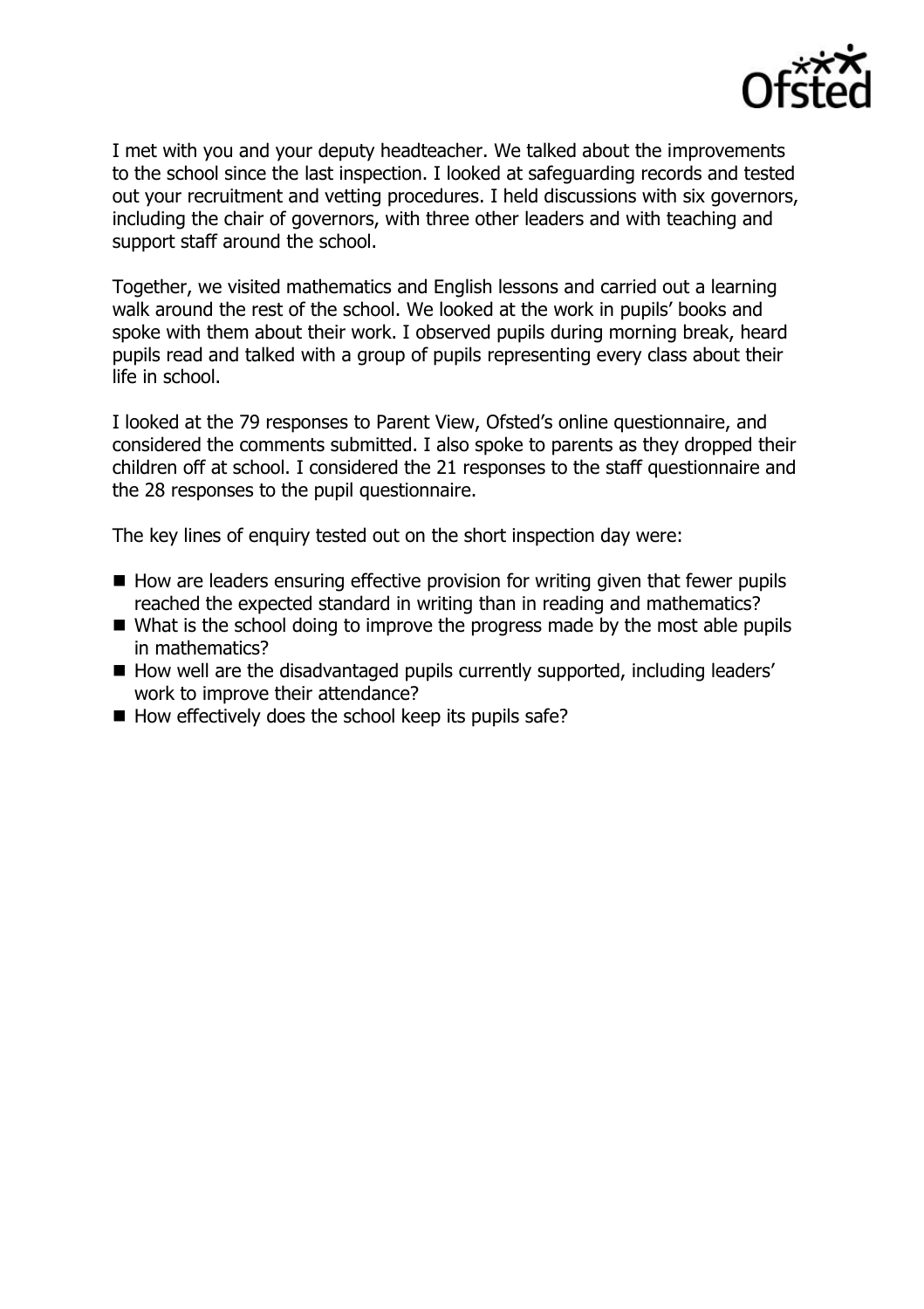I met with you and your deputy headteacher. We talked about the improvements to the school since the last inspection. I looked at safeguarding records and tested out your recruitment and vetting procedures. I held discussions with six governors, including the chair of governors, with three other leaders and with teaching and support staff around the school.

Together, we visited mathematics and English lessons and carried out a learning walk around the rest of the school. We looked at the work in pupils' books and spoke with them about their work. I observed pupils during morning break, heard pupils read and talked with a group of pupils representing every class about their life in school.

I looked at the 79 responses to Parent View, Ofsted's online questionnaire, and considered the comments submitted. I also spoke to parents as they dropped their children off at school. I considered the 21 responses to the staff questionnaire and the 28 responses to the pupil questionnaire.

The key lines of enquiry tested out on the short inspection day were:

- How are leaders ensuring effective provision for writing given that fewer pupils reached the expected standard in writing than in reading and mathematics?
- What is the school doing to improve the progress made by the most able pupils in mathematics?
- How well are the disadvantaged pupils currently supported, including leaders' work to improve their attendance?
- How effectively does the school keep its pupils safe?